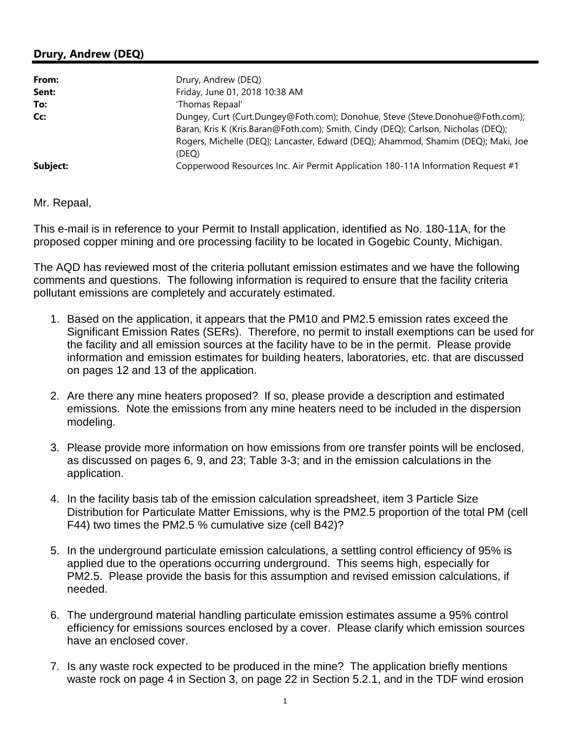## Drury, Andrew (DEQ)

| | |
|---|---|
| **From:** | Drury, Andrew (DEQ) |
| **Sent:** | Friday, June 01, 2018 10:38 AM |
| **To:** | 'Thomas Repaal' |
| **Cc:** | Dungey, Curt (Curt.Dungey@Foth.com); Donohue, Steve (Steve.Donohue@Foth.com); Baran, Kris K (Kris.Baran@Foth.com); Smith, Cindy (DEQ); Carlson, Nicholas (DEQ); Rogers, Michelle (DEQ); Lancaster, Edward (DEQ); Ahammod, Shamim (DEQ); Maki, Joe (DEQ) |
| **Subject:** | Copperwood Resources Inc. Air Permit Application 180-11A Information Request #1 |

Mr. Repaal,

This e-mail is in reference to your Permit to Install application, identified as No. 180-11A, for the proposed copper mining and ore processing facility to be located in Gogebic County, Michigan.

The AQD has reviewed most of the criteria pollutant emission estimates and we have the following comments and questions. The following information is required to ensure that the facility criteria pollutant emissions are completely and accurately estimated.

1. Based on the application, it appears that the PM10 and PM2.5 emission rates exceed the Significant Emission Rates (SERs). Therefore, no permit to install exemptions can be used for the facility and all emission sources at the facility have to be in the permit. Please provide information and emission estimates for building heaters, laboratories, etc. that are discussed on pages 12 and 13 of the application.

2. Are there any mine heaters proposed? If so, please provide a description and estimated emissions. Note the emissions from any mine heaters need to be included in the dispersion modeling.

3. Please provide more information on how emissions from ore transfer points will be enclosed, as discussed on pages 6, 9, and 23; Table 3-3; and in the emission calculations in the application.

4. In the facility basis tab of the emission calculation spreadsheet, item 3 Particle Size Distribution for Particulate Matter Emissions, why is the PM2.5 proportion of the total PM (cell F44) two times the PM2.5 % cumulative size (cell B42)?

5. In the underground particulate emission calculations, a settling control efficiency of 95% is applied due to the operations occurring underground. This seems high, especially for PM2.5. Please provide the basis for this assumption and revised emission calculations, if needed.

6. The underground material handling particulate emission estimates assume a 95% control efficiency for emissions sources enclosed by a cover. Please clarify which emission sources have an enclosed cover.

7. Is any waste rock expected to be produced in the mine? The application briefly mentions waste rock on page 4 in Section 3, on page 22 in Section 5.2.1, and in the TDF wind erosion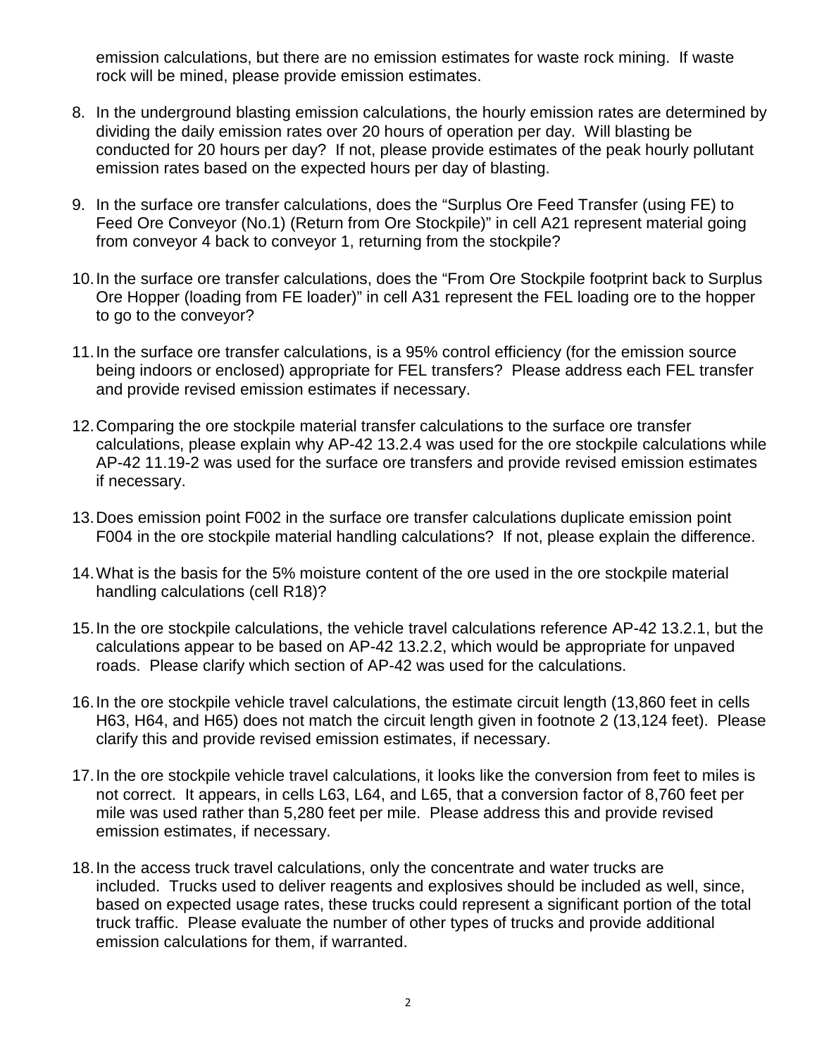emission calculations, but there are no emission estimates for waste rock mining. If waste rock will be mined, please provide emission estimates.

8. In the underground blasting emission calculations, the hourly emission rates are determined by dividing the daily emission rates over 20 hours of operation per day. Will blasting be conducted for 20 hours per day? If not, please provide estimates of the peak hourly pollutant emission rates based on the expected hours per day of blasting.

9. In the surface ore transfer calculations, does the "Surplus Ore Feed Transfer (using FE) to Feed Ore Conveyor (No.1) (Return from Ore Stockpile)" in cell A21 represent material going from conveyor 4 back to conveyor 1, returning from the stockpile?

10. In the surface ore transfer calculations, does the "From Ore Stockpile footprint back to Surplus Ore Hopper (loading from FE loader)" in cell A31 represent the FEL loading ore to the hopper to go to the conveyor?

11. In the surface ore transfer calculations, is a 95% control efficiency (for the emission source being indoors or enclosed) appropriate for FEL transfers? Please address each FEL transfer and provide revised emission estimates if necessary.

12. Comparing the ore stockpile material transfer calculations to the surface ore transfer calculations, please explain why AP-42 13.2.4 was used for the ore stockpile calculations while AP-42 11.19-2 was used for the surface ore transfers and provide revised emission estimates if necessary.

13. Does emission point F002 in the surface ore transfer calculations duplicate emission point F004 in the ore stockpile material handling calculations? If not, please explain the difference.

14. What is the basis for the 5% moisture content of the ore used in the ore stockpile material handling calculations (cell R18)?

15. In the ore stockpile calculations, the vehicle travel calculations reference AP-42 13.2.1, but the calculations appear to be based on AP-42 13.2.2, which would be appropriate for unpaved roads. Please clarify which section of AP-42 was used for the calculations.

16. In the ore stockpile vehicle travel calculations, the estimate circuit length (13,860 feet in cells H63, H64, and H65) does not match the circuit length given in footnote 2 (13,124 feet). Please clarify this and provide revised emission estimates, if necessary.

17. In the ore stockpile vehicle travel calculations, it looks like the conversion from feet to miles is not correct. It appears, in cells L63, L64, and L65, that a conversion factor of 8,760 feet per mile was used rather than 5,280 feet per mile. Please address this and provide revised emission estimates, if necessary.

18. In the access truck travel calculations, only the concentrate and water trucks are included. Trucks used to deliver reagents and explosives should be included as well, since, based on expected usage rates, these trucks could represent a significant portion of the total truck traffic. Please evaluate the number of other types of trucks and provide additional emission calculations for them, if warranted.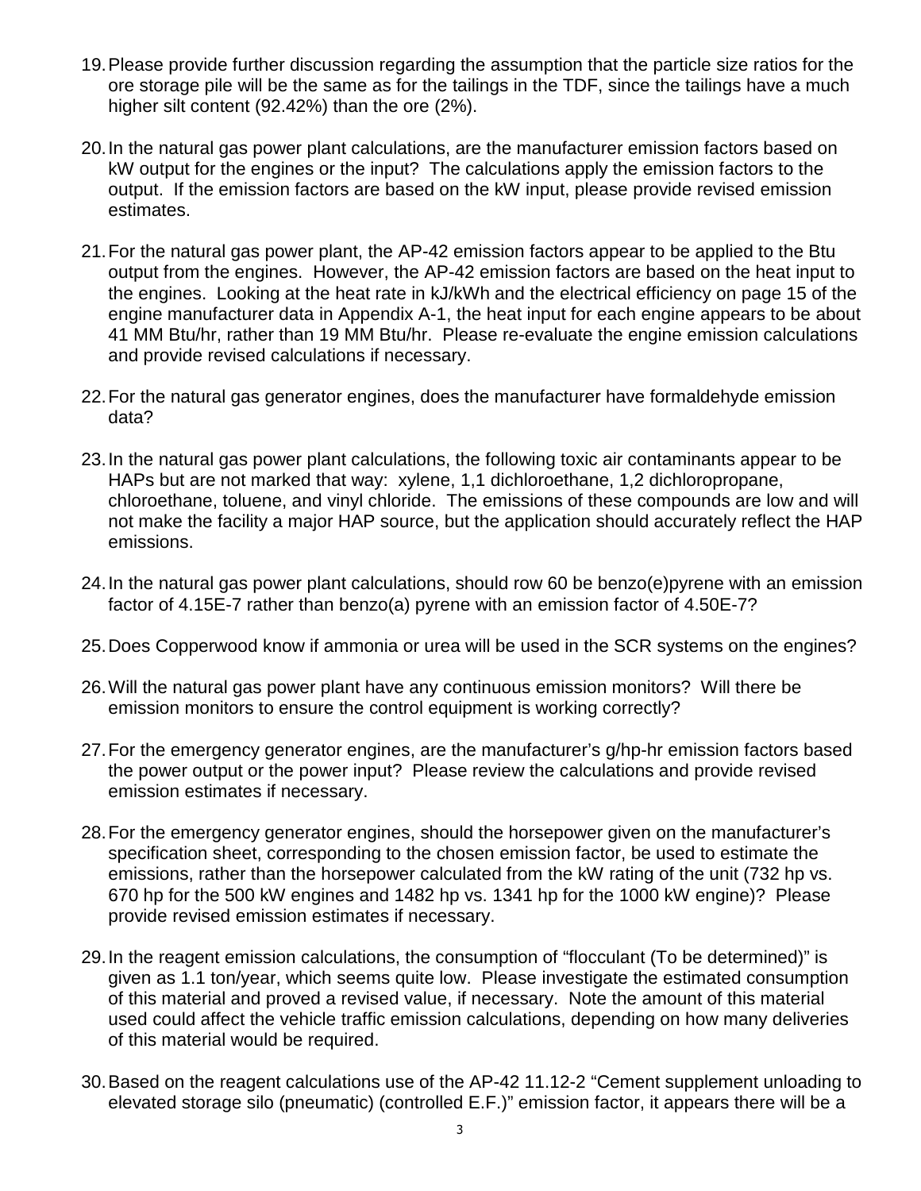19. Please provide further discussion regarding the assumption that the particle size ratios for the ore storage pile will be the same as for the tailings in the TDF, since the tailings have a much higher silt content (92.42%) than the ore (2%).

20. In the natural gas power plant calculations, are the manufacturer emission factors based on kW output for the engines or the input? The calculations apply the emission factors to the output. If the emission factors are based on the kW input, please provide revised emission estimates.

21. For the natural gas power plant, the AP-42 emission factors appear to be applied to the Btu output from the engines. However, the AP-42 emission factors are based on the heat input to the engines. Looking at the heat rate in kJ/kWh and the electrical efficiency on page 15 of the engine manufacturer data in Appendix A-1, the heat input for each engine appears to be about 41 MM Btu/hr, rather than 19 MM Btu/hr. Please re-evaluate the engine emission calculations and provide revised calculations if necessary.

22. For the natural gas generator engines, does the manufacturer have formaldehyde emission data?

23. In the natural gas power plant calculations, the following toxic air contaminants appear to be HAPs but are not marked that way: xylene, 1,1 dichloroethane, 1,2 dichloropropane, chloroethane, toluene, and vinyl chloride. The emissions of these compounds are low and will not make the facility a major HAP source, but the application should accurately reflect the HAP emissions.

24. In the natural gas power plant calculations, should row 60 be benzo(e)pyrene with an emission factor of 4.15E-7 rather than benzo(a) pyrene with an emission factor of 4.50E-7?

25. Does Copperwood know if ammonia or urea will be used in the SCR systems on the engines?

26. Will the natural gas power plant have any continuous emission monitors? Will there be emission monitors to ensure the control equipment is working correctly?

27. For the emergency generator engines, are the manufacturer's g/hp-hr emission factors based the power output or the power input? Please review the calculations and provide revised emission estimates if necessary.

28. For the emergency generator engines, should the horsepower given on the manufacturer's specification sheet, corresponding to the chosen emission factor, be used to estimate the emissions, rather than the horsepower calculated from the kW rating of the unit (732 hp vs. 670 hp for the 500 kW engines and 1482 hp vs. 1341 hp for the 1000 kW engine)? Please provide revised emission estimates if necessary.

29. In the reagent emission calculations, the consumption of "flocculant (To be determined)" is given as 1.1 ton/year, which seems quite low. Please investigate the estimated consumption of this material and proved a revised value, if necessary. Note the amount of this material used could affect the vehicle traffic emission calculations, depending on how many deliveries of this material would be required.

30. Based on the reagent calculations use of the AP-42 11.12-2 "Cement supplement unloading to elevated storage silo (pneumatic) (controlled E.F.)" emission factor, it appears there will be a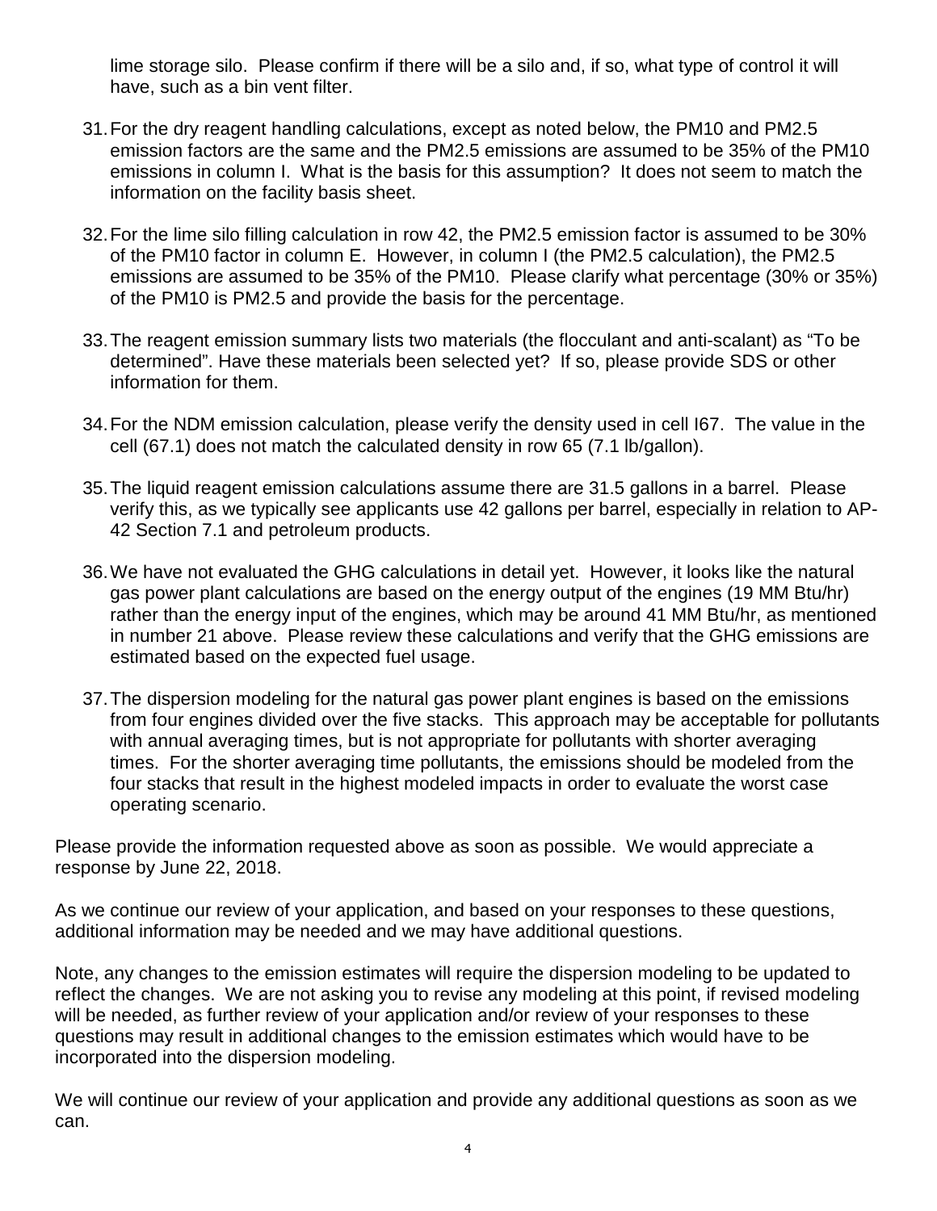lime storage silo. Please confirm if there will be a silo and, if so, what type of control it will have, such as a bin vent filter.

31. For the dry reagent handling calculations, except as noted below, the PM10 and PM2.5 emission factors are the same and the PM2.5 emissions are assumed to be 35% of the PM10 emissions in column I. What is the basis for this assumption? It does not seem to match the information on the facility basis sheet.

32. For the lime silo filling calculation in row 42, the PM2.5 emission factor is assumed to be 30% of the PM10 factor in column E. However, in column I (the PM2.5 calculation), the PM2.5 emissions are assumed to be 35% of the PM10. Please clarify what percentage (30% or 35%) of the PM10 is PM2.5 and provide the basis for the percentage.

33. The reagent emission summary lists two materials (the flocculant and anti-scalant) as "To be determined". Have these materials been selected yet? If so, please provide SDS or other information for them.

34. For the NDM emission calculation, please verify the density used in cell I67. The value in the cell (67.1) does not match the calculated density in row 65 (7.1 lb/gallon).

35. The liquid reagent emission calculations assume there are 31.5 gallons in a barrel. Please verify this, as we typically see applicants use 42 gallons per barrel, especially in relation to AP-42 Section 7.1 and petroleum products.

36. We have not evaluated the GHG calculations in detail yet. However, it looks like the natural gas power plant calculations are based on the energy output of the engines (19 MM Btu/hr) rather than the energy input of the engines, which may be around 41 MM Btu/hr, as mentioned in number 21 above. Please review these calculations and verify that the GHG emissions are estimated based on the expected fuel usage.

37. The dispersion modeling for the natural gas power plant engines is based on the emissions from four engines divided over the five stacks. This approach may be acceptable for pollutants with annual averaging times, but is not appropriate for pollutants with shorter averaging times. For the shorter averaging time pollutants, the emissions should be modeled from the four stacks that result in the highest modeled impacts in order to evaluate the worst case operating scenario.

Please provide the information requested above as soon as possible. We would appreciate a response by June 22, 2018.

As we continue our review of your application, and based on your responses to these questions, additional information may be needed and we may have additional questions.

Note, any changes to the emission estimates will require the dispersion modeling to be updated to reflect the changes. We are not asking you to revise any modeling at this point, if revised modeling will be needed, as further review of your application and/or review of your responses to these questions may result in additional changes to the emission estimates which would have to be incorporated into the dispersion modeling.

We will continue our review of your application and provide any additional questions as soon as we can.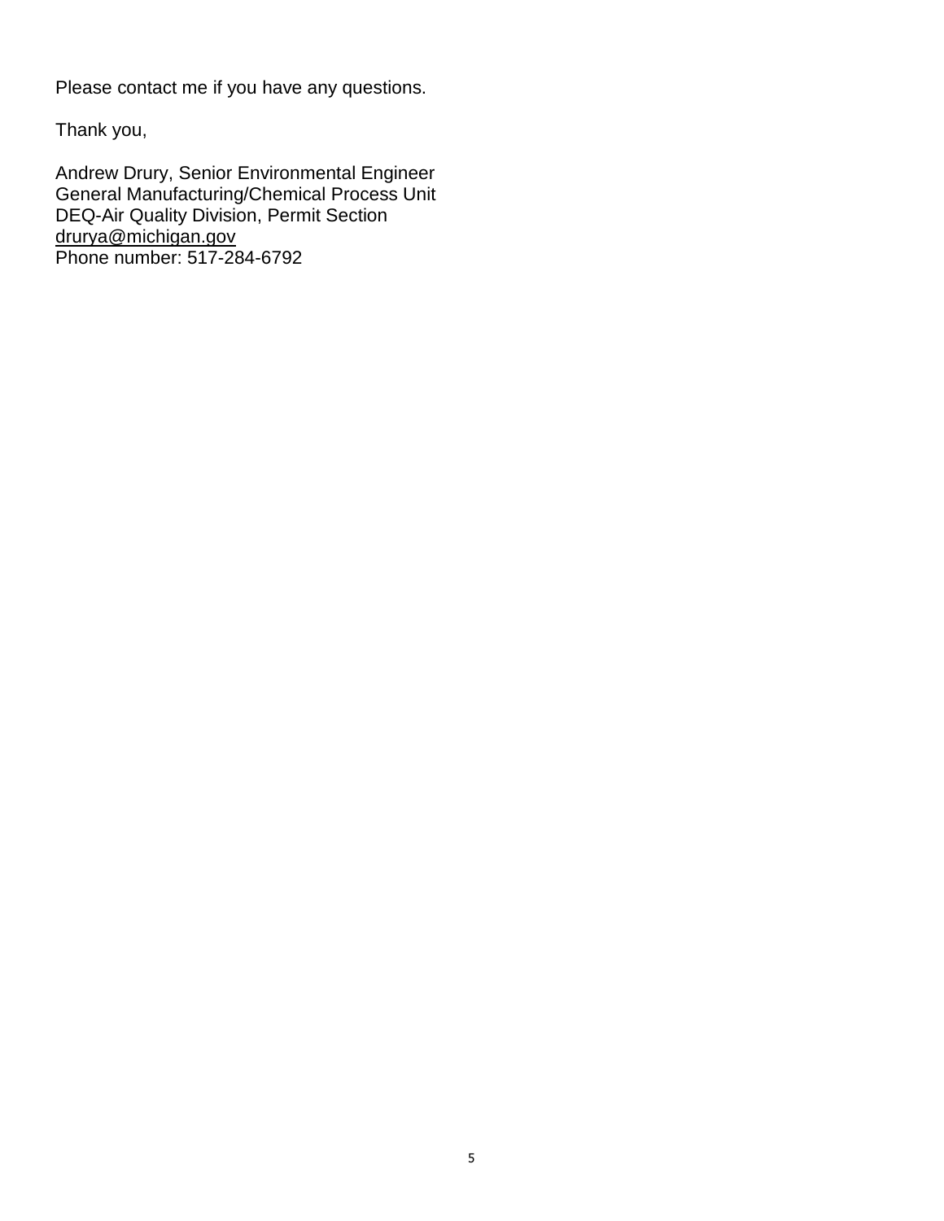Please contact me if you have any questions.

Thank you,

Andrew Drury, Senior Environmental Engineer
General Manufacturing/Chemical Process Unit
DEQ-Air Quality Division, Permit Section
drurya@michigan.gov
Phone number: 517-284-6792